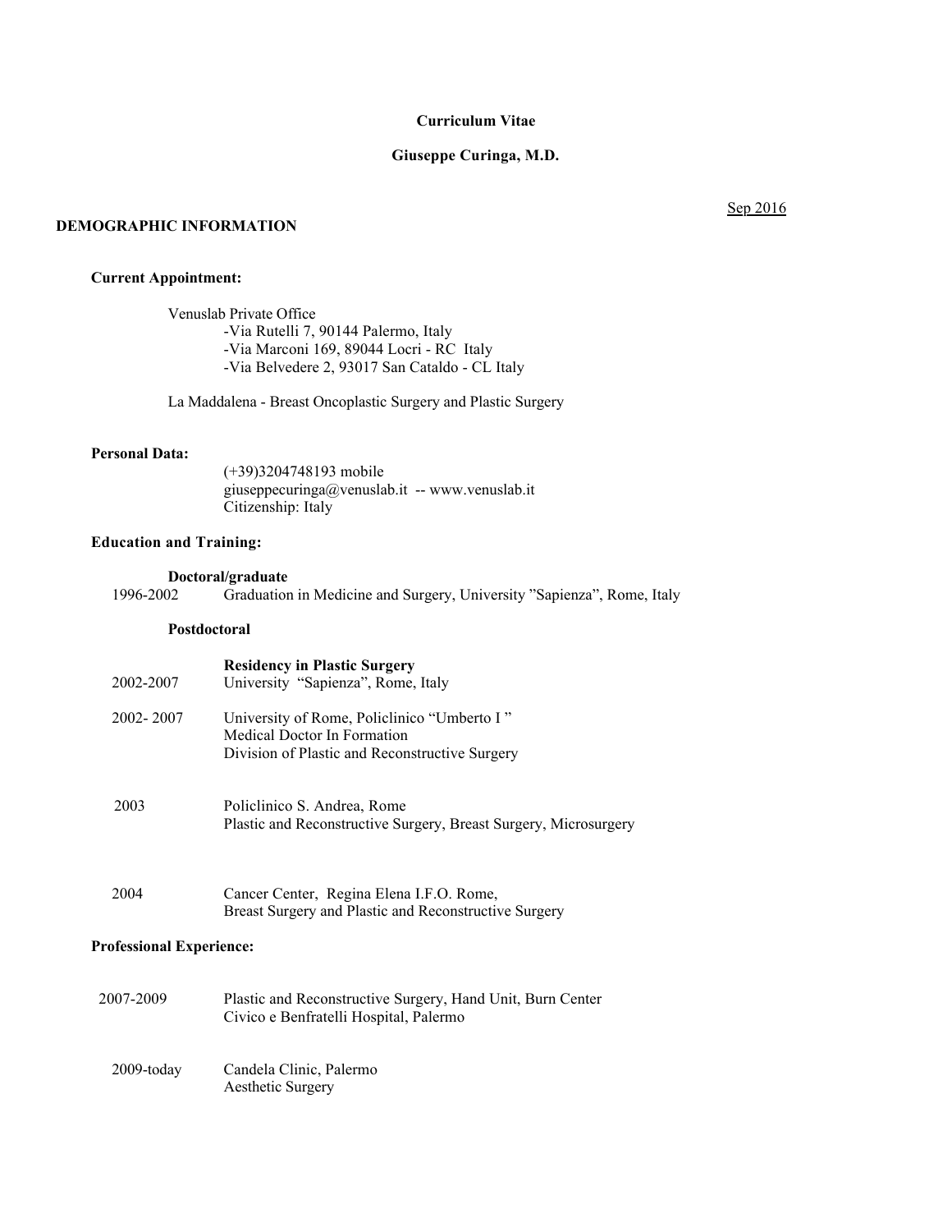**Curriculum Vitae**

**Giuseppe Curinga, M.D.**

Sep 2016

## DEMOGRAPHIC INFORMATION

### Current Appointment:

Venuslab Private Office
- Via Rutelli 7, 90144 Palermo, Italy
- Via Marconi 169, 89044 Locri - RC Italy
- Via Belvedere 2, 93017 San Cataldo - CL Italy

La Maddalena - Breast Oncoplastic Surgery and Plastic Surgery

### Personal Data:

(+39)3204748193 mobile
giuseppecuringa@venuslab.it -- www.venuslab.it
Citizenship: Italy

### Education and Training:

**Doctoral/graduate**

1996-2002 Graduation in Medicine and Surgery, University "Sapienza", Rome, Italy

**Postdoctoral**

**Residency in Plastic Surgery**

2002-2007 University "Sapienza", Rome, Italy

2002- 2007 University of Rome, Policlinico "Umberto I "
Medical Doctor In Formation
Division of Plastic and Reconstructive Surgery

2003 Policlinico S. Andrea, Rome
Plastic and Reconstructive Surgery, Breast Surgery, Microsurgery

2004 Cancer Center, Regina Elena I.F.O. Rome,
Breast Surgery and Plastic and Reconstructive Surgery

### Professional Experience:

2007-2009 Plastic and Reconstructive Surgery, Hand Unit, Burn Center
Civico e Benfratelli Hospital, Palermo

2009-today Candela Clinic, Palermo
Aesthetic Surgery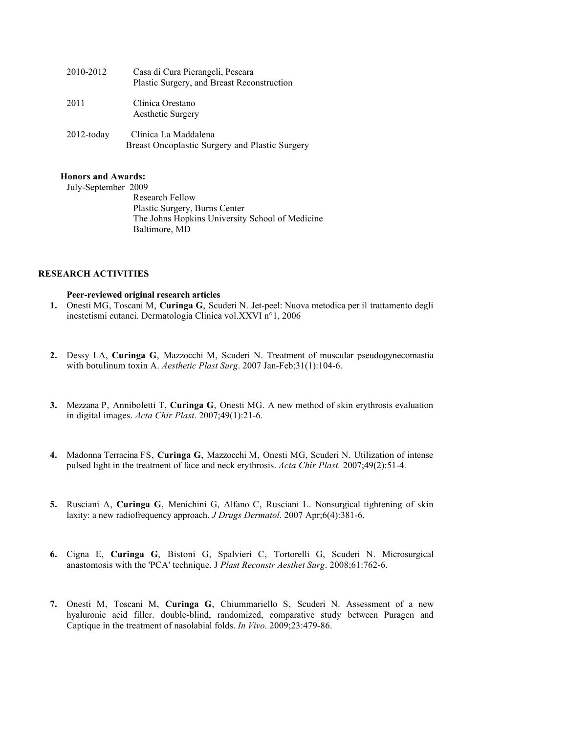2010-2012 Casa di Cura Pierangeli, Pescara
Plastic Surgery, and Breast Reconstruction

2011 Clinica Orestano
Aesthetic Surgery

2012-today Clinica La Maddalena
Breast Oncoplastic Surgery and Plastic Surgery

**Honors and Awards:**

July-September 2009
Research Fellow
Plastic Surgery, Burns Center
The Johns Hopkins University School of Medicine
Baltimore, MD

## RESEARCH ACTIVITIES

**Peer-reviewed original research articles**

1. Onesti MG, Toscani M, **Curinga G**, Scuderi N. Jet-peel: Nuova metodica per il trattamento degli inestetismi cutanei. Dermatologia Clinica vol.XXVI n°1, 2006

2. Dessy LA, **Curinga G**, Mazzocchi M, Scuderi N. Treatment of muscular pseudogynecomastia with botulinum toxin A. *Aesthetic Plast Surg*. 2007 Jan-Feb;31(1):104-6.

3. Mezzana P, Anniboletti T, **Curinga G**, Onesti MG. A new method of skin erythrosis evaluation in digital images. *Acta Chir Plast*. 2007;49(1):21-6.

4. Madonna Terracina FS, **Curinga G**, Mazzocchi M, Onesti MG, Scuderi N. Utilization of intense pulsed light in the treatment of face and neck erythrosis. *Acta Chir Plast.* 2007;49(2):51-4.

5. Rusciani A, **Curinga G**, Menichini G, Alfano C, Rusciani L. Nonsurgical tightening of skin laxity: a new radiofrequency approach. *J Drugs Dermatol*. 2007 Apr;6(4):381-6.

6. Cigna E, **Curinga G**, Bistoni G, Spalvieri C, Tortorelli G, Scuderi N. Microsurgical anastomosis with the 'PCA' technique. J *Plast Reconstr Aesthet Surg*. 2008;61:762-6.

7. Onesti M, Toscani M, **Curinga G**, Chiummariello S, Scuderi N. Assessment of a new hyaluronic acid filler. double-blind, randomized, comparative study between Puragen and Captique in the treatment of nasolabial folds. *In Vivo*. 2009;23:479-86.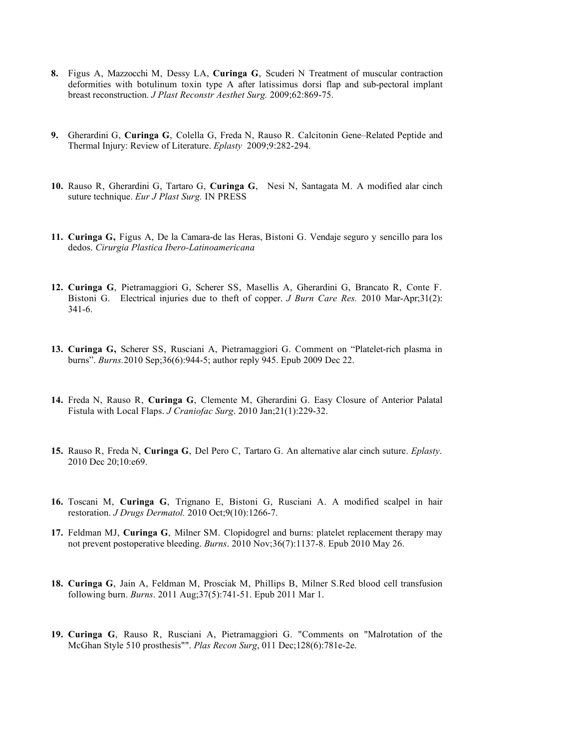8. Figus A, Mazzocchi M, Dessy LA, **Curinga G**, Scuderi N Treatment of muscular contraction deformities with botulinum toxin type A after latissimus dorsi flap and sub-pectoral implant breast reconstruction. *J Plast Reconstr Aesthet Surg.* 2009;62:869-75.

9. Gherardini G, **Curinga G**, Colella G, Freda N, Rauso R. Calcitonin Gene–Related Peptide and Thermal Injury: Review of Literature. *Eplasty* 2009;9:282-294.

10. Rauso R, Gherardini G, Tartaro G, **Curinga G**, Nesi N, Santagata M. A modified alar cinch suture technique. *Eur J Plast Surg.* IN PRESS

11. **Curinga G,** Figus A, De la Camara-de las Heras, Bistoni G. Vendaje seguro y sencillo para los dedos. *Cirurgia Plastica Ibero-Latinoamericana*

12. **Curinga G**, Pietramaggiori G, Scherer SS, Masellis A, Gherardini G, Brancato R, Conte F. Bistoni G. Electrical injuries due to theft of copper. *J Burn Care Res.* 2010 Mar-Apr;31(2): 341-6.

13. **Curinga G,** Scherer SS, Rusciani A, Pietramaggiori G. Comment on "Platelet-rich plasma in burns". *Burns.*2010 Sep;36(6):944-5; author reply 945. Epub 2009 Dec 22.

14. Freda N, Rauso R, **Curinga G**, Clemente M, Gherardini G. Easy Closure of Anterior Palatal Fistula with Local Flaps. *J Craniofac Surg*. 2010 Jan;21(1):229-32.

15. Rauso R, Freda N, **Curinga G**, Del Pero C, Tartaro G. An alternative alar cinch suture. *Eplasty*. 2010 Dec 20;10:e69.

16. Toscani M, **Curinga G**, Trignano E, Bistoni G, Rusciani A. A modified scalpel in hair restoration. *J Drugs Dermatol.* 2010 Oct;9(10):1266-7.

17. Feldman MJ, **Curinga G**, Milner SM. Clopidogrel and burns: platelet replacement therapy may not prevent postoperative bleeding. *Burns*. 2010 Nov;36(7):1137-8. Epub 2010 May 26.

18. **Curinga G**, Jain A, Feldman M, Prosciak M, Phillips B, Milner S.Red blood cell transfusion following burn. *Burns*. 2011 Aug;37(5):741-51. Epub 2011 Mar 1.

19. **Curinga G**, Rauso R, Rusciani A, Pietramaggiori G. "Comments on "Malrotation of the McGhan Style 510 prosthesis"". *Plas Recon Surg*, 011 Dec;128(6):781e-2e.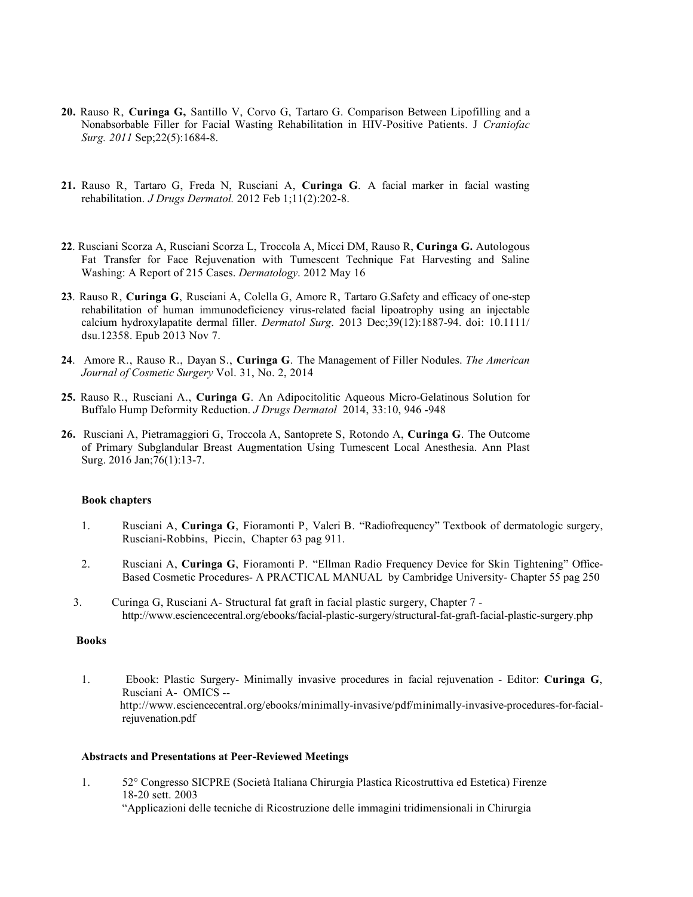**20.** Rauso R, **Curinga G,** Santillo V, Corvo G, Tartaro G. Comparison Between Lipofilling and a Nonabsorbable Filler for Facial Wasting Rehabilitation in HIV-Positive Patients. J *Craniofac Surg. 2011* Sep;22(5):1684-8.

**21.** Rauso R, Tartaro G, Freda N, Rusciani A, **Curinga G**. A facial marker in facial wasting rehabilitation. *J Drugs Dermatol.* 2012 Feb 1;11(2):202-8.

**22**. Rusciani Scorza A, Rusciani Scorza L, Troccola A, Micci DM, Rauso R, **Curinga G.** Autologous Fat Transfer for Face Rejuvenation with Tumescent Technique Fat Harvesting and Saline Washing: A Report of 215 Cases. *Dermatology*. 2012 May 16

**23**. Rauso R, **Curinga G**, Rusciani A, Colella G, Amore R, Tartaro G.Safety and efficacy of one-step rehabilitation of human immunodeficiency virus-related facial lipoatrophy using an injectable calcium hydroxylapatite dermal filler. *Dermatol Surg*. 2013 Dec;39(12):1887-94. doi: 10.1111/ dsu.12358. Epub 2013 Nov 7.

**24**. Amore R., Rauso R., Dayan S., **Curinga G**. The Management of Filler Nodules. *The American Journal of Cosmetic Surgery* Vol. 31, No. 2, 2014

**25.** Rauso R., Rusciani A., **Curinga G**. An Adipocitolitic Aqueous Micro-Gelatinous Solution for Buffalo Hump Deformity Reduction. *J Drugs Dermatol* 2014, 33:10, 946 -948

**26.** Rusciani A, Pietramaggiori G, Troccola A, Santoprete S, Rotondo A, **Curinga G**. The Outcome of Primary Subglandular Breast Augmentation Using Tumescent Local Anesthesia. Ann Plast Surg. 2016 Jan;76(1):13-7.

**Book chapters**

1. Rusciani A, **Curinga G**, Fioramonti P, Valeri B. "Radiofrequency" Textbook of dermatologic surgery, Rusciani-Robbins, Piccin, Chapter 63 pag 911.

2. Rusciani A, **Curinga G**, Fioramonti P. "Ellman Radio Frequency Device for Skin Tightening" Office-Based Cosmetic Procedures- A PRACTICAL MANUAL by Cambridge University- Chapter 55 pag 250

3. Curinga G, Rusciani A- Structural fat graft in facial plastic surgery, Chapter 7 - http://www.esciencecentral.org/ebooks/facial-plastic-surgery/structural-fat-graft-facial-plastic-surgery.php

**Books**

1. Ebook: Plastic Surgery- Minimally invasive procedures in facial rejuvenation - Editor: **Curinga G**, Rusciani A- OMICS -- http://www.esciencecentral.org/ebooks/minimally-invasive/pdf/minimally-invasive-procedures-for-facial-rejuvenation.pdf

**Abstracts and Presentations at Peer-Reviewed Meetings**

1. 52° Congresso SICPRE (Società Italiana Chirurgia Plastica Ricostruttiva ed Estetica) Firenze 18-20 sett. 2003
   "Applicazioni delle tecniche di Ricostruzione delle immagini tridimensionali in Chirurgia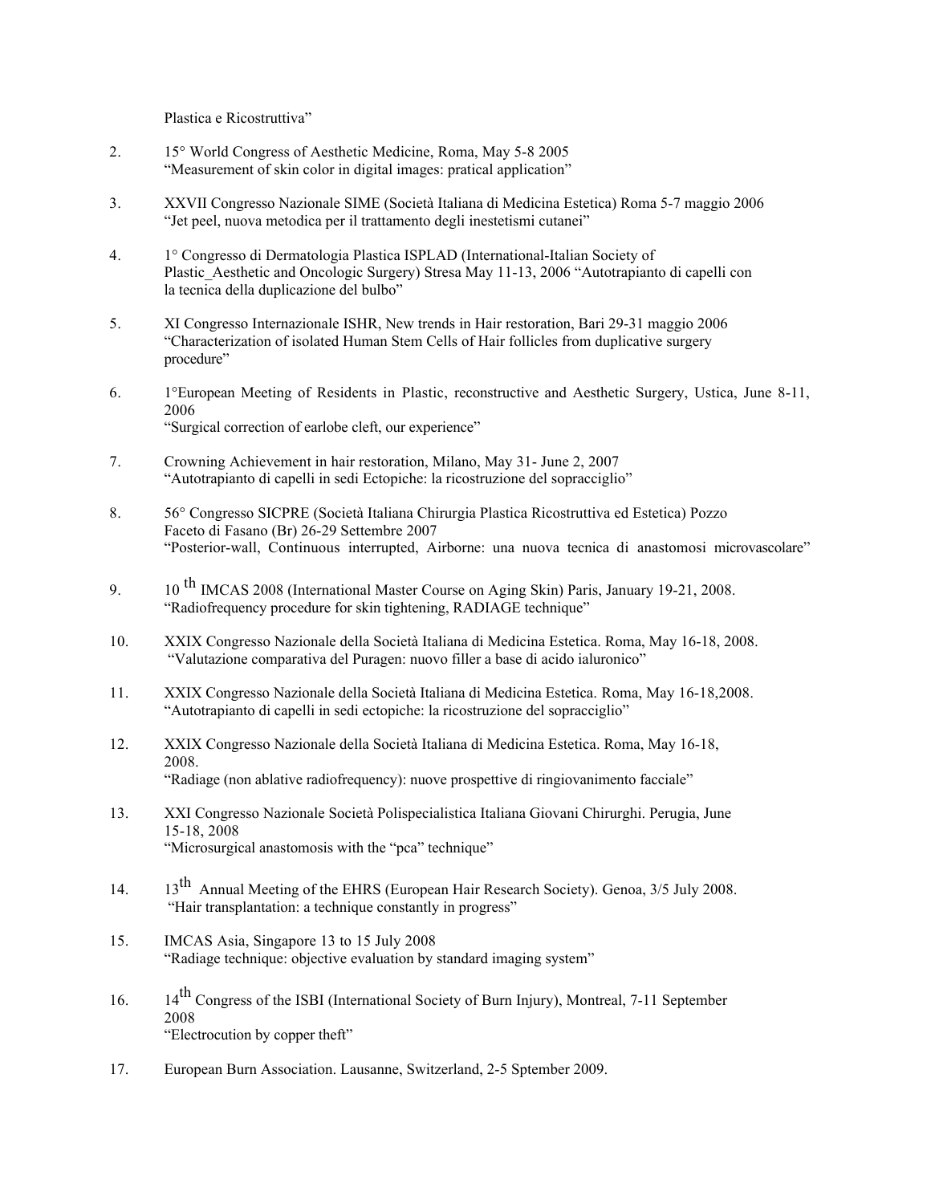Plastica e Ricostruttiva"

2. 15° World Congress of Aesthetic Medicine, Roma, May 5-8 2005
"Measurement of skin color in digital images: pratical application"

3. XXVII Congresso Nazionale SIME (Società Italiana di Medicina Estetica) Roma 5-7 maggio 2006
"Jet peel, nuova metodica per il trattamento degli inestetismi cutanei"

4. 1° Congresso di Dermatologia Plastica ISPLAD (International-Italian Society of Plastic_Aesthetic and Oncologic Surgery) Stresa May 11-13, 2006 "Autotrapianto di capelli con la tecnica della duplicazione del bulbo"

5. XI Congresso Internazionale ISHR, New trends in Hair restoration, Bari 29-31 maggio 2006
"Characterization of isolated Human Stem Cells of Hair follicles from duplicative surgery procedure"

6. 1°European Meeting of Residents in Plastic, reconstructive and Aesthetic Surgery, Ustica, June 8-11, 2006
"Surgical correction of earlobe cleft, our experience"

7. Crowning Achievement in hair restoration, Milano, May 31- June 2, 2007
"Autotrapianto di capelli in sedi Ectopiche: la ricostruzione del sopracciglio"

8. 56° Congresso SICPRE (Società Italiana Chirurgia Plastica Ricostruttiva ed Estetica) Pozzo Faceto di Fasano (Br) 26-29 Settembre 2007
"Posterior-wall, Continuous interrupted, Airborne: una nuova tecnica di anastomosi microvascolare"

9. 10 th IMCAS 2008 (International Master Course on Aging Skin) Paris, January 19-21, 2008.
"Radiofrequency procedure for skin tightening, RADIAGE technique"

10. XXIX Congresso Nazionale della Società Italiana di Medicina Estetica. Roma, May 16-18, 2008.
"Valutazione comparativa del Puragen: nuovo filler a base di acido ialuronico"

11. XXIX Congresso Nazionale della Società Italiana di Medicina Estetica. Roma, May 16-18,2008.
"Autotrapianto di capelli in sedi ectopiche: la ricostruzione del sopracciglio"

12. XXIX Congresso Nazionale della Società Italiana di Medicina Estetica. Roma, May 16-18, 2008.
"Radiage (non ablative radiofrequency): nuove prospettive di ringiovanimento facciale"

13. XXI Congresso Nazionale Società Polispecialistica Italiana Giovani Chirurghi. Perugia, June 15-18, 2008
"Microsurgical anastomosis with the "pca" technique"

14. 13th Annual Meeting of the EHRS (European Hair Research Society). Genoa, 3/5 July 2008.
"Hair transplantation: a technique constantly in progress"

15. IMCAS Asia, Singapore 13 to 15 July 2008
"Radiage technique: objective evaluation by standard imaging system"

16. 14th Congress of the ISBI (International Society of Burn Injury), Montreal, 7-11 September 2008
"Electrocution by copper theft"

17. European Burn Association. Lausanne, Switzerland, 2-5 Sptember 2009.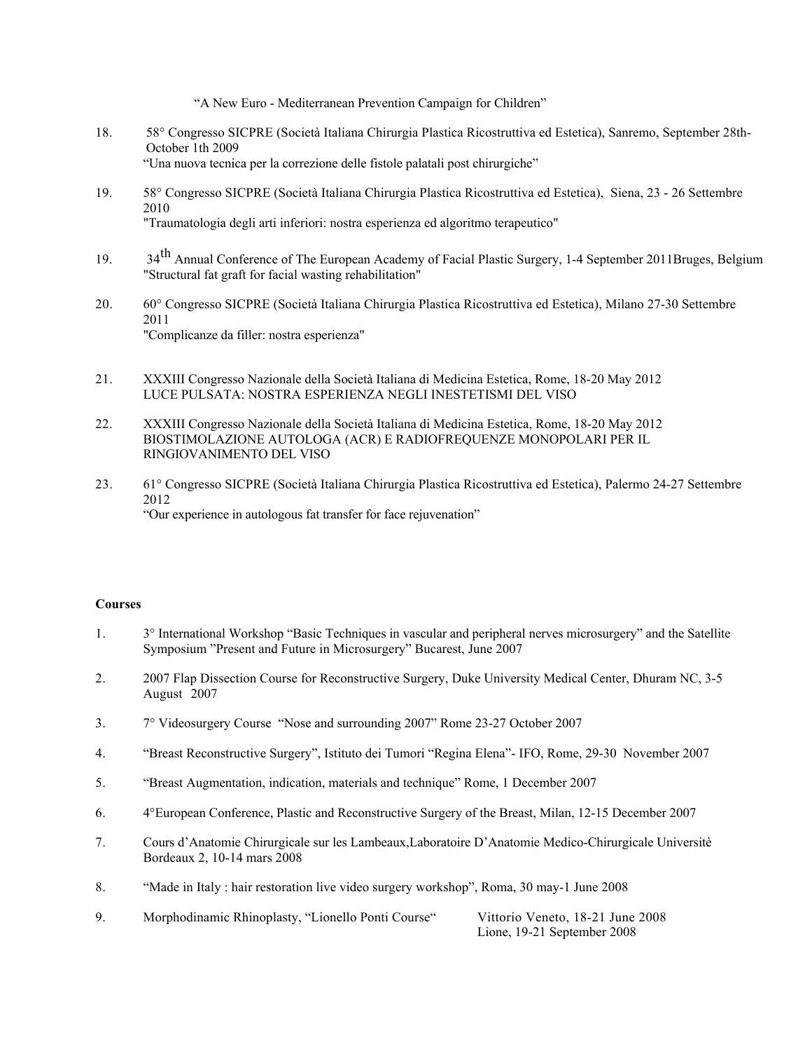"A New Euro - Mediterranean Prevention Campaign for Children"

18. 58° Congresso SICPRE (Società Italiana Chirurgia Plastica Ricostruttiva ed Estetica), Sanremo, September 28th-October 1th 2009
 "Una nuova tecnica per la correzione delle fistole palatali post chirurgiche"

19. 58° Congresso SICPRE (Società Italiana Chirurgia Plastica Ricostruttiva ed Estetica), Siena, 23 - 26 Settembre 2010
 "Traumatologia degli arti inferiori: nostra esperienza ed algoritmo terapeutico"

19. 34th Annual Conference of The European Academy of Facial Plastic Surgery, 1-4 September 2011Bruges, Belgium
 "Structural fat graft for facial wasting rehabilitation"

20. 60° Congresso SICPRE (Società Italiana Chirurgia Plastica Ricostruttiva ed Estetica), Milano 27-30 Settembre 2011
 "Complicanze da filler: nostra esperienza"

21. XXXIII Congresso Nazionale della Società Italiana di Medicina Estetica, Rome, 18-20 May 2012
 LUCE PULSATA: NOSTRA ESPERIENZA NEGLI INESTETISMI DEL VISO

22. XXXIII Congresso Nazionale della Società Italiana di Medicina Estetica, Rome, 18-20 May 2012
 BIOSTIMOLAZIONE AUTOLOGA (ACR) E RADIOFREQUENZE MONOPOLARI PER IL RINGIOVANIMENTO DEL VISO

23. 61° Congresso SICPRE (Società Italiana Chirurgia Plastica Ricostruttiva ed Estetica), Palermo 24-27 Settembre 2012
 "Our experience in autologous fat transfer for face rejuvenation"

**Courses**

1. 3° International Workshop "Basic Techniques in vascular and peripheral nerves microsurgery" and the Satellite Symposium "Present and Future in Microsurgery" Bucarest, June 2007

2. 2007 Flap Dissection Course for Reconstructive Surgery, Duke University Medical Center, Dhuram NC, 3-5 August 2007

3. 7° Videosurgery Course "Nose and surrounding 2007" Rome 23-27 October 2007

4. "Breast Reconstructive Surgery", Istituto dei Tumori "Regina Elena"- IFO, Rome, 29-30 November 2007

5. "Breast Augmentation, indication, materials and technique" Rome, 1 December 2007

6. 4°European Conference, Plastic and Reconstructive Surgery of the Breast, Milan, 12-15 December 2007

7. Cours d'Anatomie Chirurgicale sur les Lambeaux,Laboratoire D'Anatomie Medico-Chirurgicale Universitè Bordeaux 2, 10-14 mars 2008

8. "Made in Italy : hair restoration live video surgery workshop", Roma, 30 may-1 June 2008

9. Morphodinamic Rhinoplasty, "Lionello Ponti Course" Vittorio Veneto, 18-21 June 2008
 Lione, 19-21 September 2008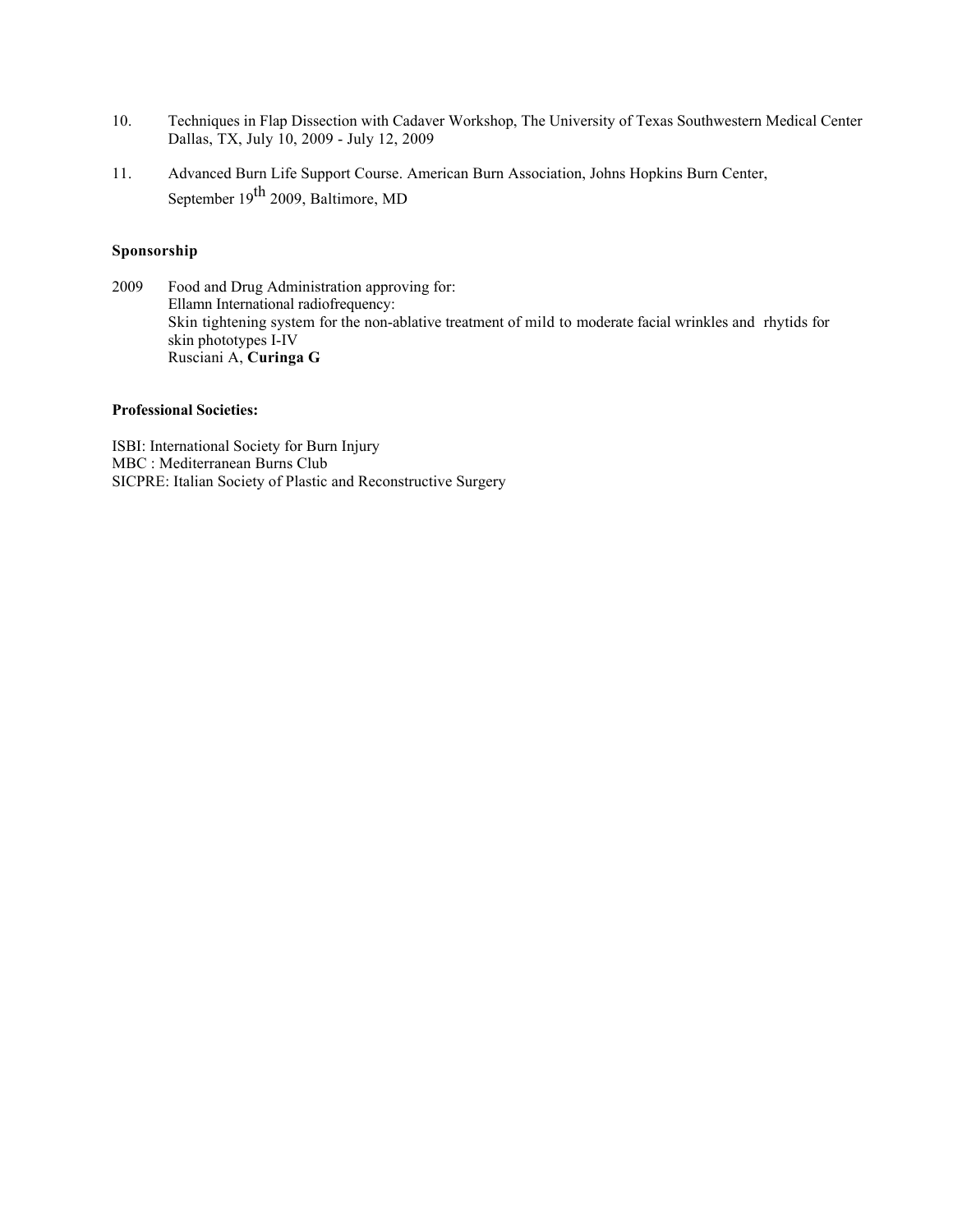10. Techniques in Flap Dissection with Cadaver Workshop, The University of Texas Southwestern Medical Center Dallas, TX, July 10, 2009 - July 12, 2009

11. Advanced Burn Life Support Course. American Burn Association, Johns Hopkins Burn Center, September 19th 2009, Baltimore, MD

**Sponsorship**

2009 Food and Drug Administration approving for:
Ellamn International radiofrequency:
Skin tightening system for the non-ablative treatment of mild to moderate facial wrinkles and rhytids for skin phototypes I-IV
Rusciani A, **Curinga G**

**Professional Societies:**

ISBI: International Society for Burn Injury
MBC : Mediterranean Burns Club
SICPRE: Italian Society of Plastic and Reconstructive Surgery